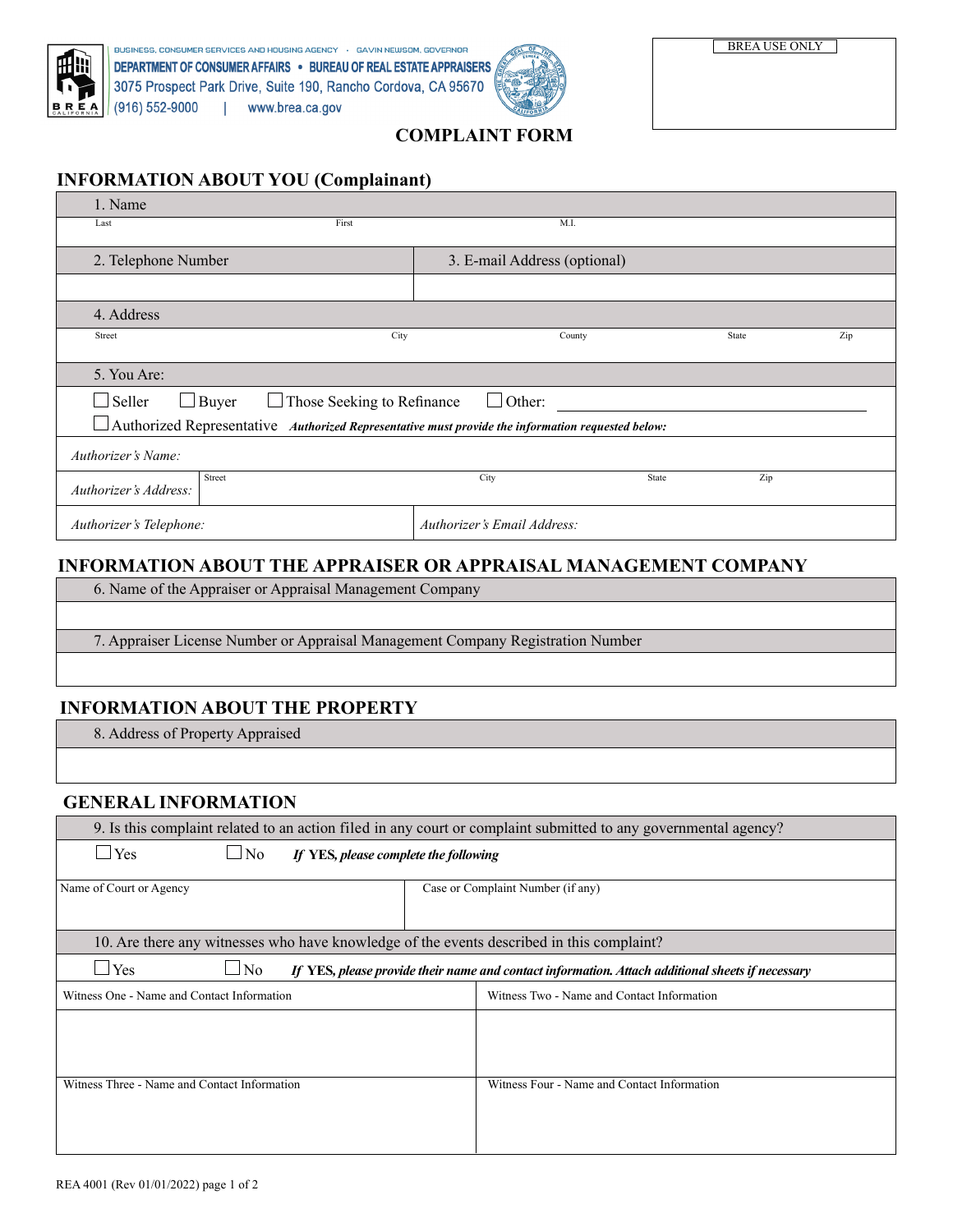BUSINESS, CONSUMER SERVICES AND HOUSING AGENCY · GAVIN NEWSOM, GOVERNOR
DEPARTMENT OF CONSUMER AFFAIRS • BUREAU OF REAL ESTATE APPRAISERS
3075 Prospect Park Drive, Suite 190, Rancho Cordova, CA 95670
(916) 552-9000 | www.brea.ca.gov

BREA USE ONLY

# COMPLAINT FORM

## INFORMATION ABOUT YOU (Complainant)

1. Name

Last | First | M.I.

2. Telephone Number

3. E-mail Address (optional)

4. Address

Street | City | County | State | Zip

5. You Are:

☐ Seller ☐ Buyer ☐ Those Seeking to Refinance ☐ Other: ______________________

☐ Authorized Representative ***Authorized Representative must provide the information requested below:***

*Authorizer's Name:*

*Authorizer's Address:* Street | City | State | Zip

*Authorizer's Telephone:*

*Authorizer's Email Address:*

## INFORMATION ABOUT THE APPRAISER OR APPRAISAL MANAGEMENT COMPANY

6. Name of the Appraiser or Appraisal Management Company

7. Appraiser License Number or Appraisal Management Company Registration Number

## INFORMATION ABOUT THE PROPERTY

8. Address of Property Appraised

## GENERAL INFORMATION

9. Is this complaint related to an action filed in any court or complaint submitted to any governmental agency?

☐ Yes ☐ No ***If YES, please complete the following***

| Name of Court or Agency | Case or Complaint Number (if any) |
|---|---|
| | |

10. Are there any witnesses who have knowledge of the events described in this complaint?

☐ Yes ☐ No ***If YES, please provide their name and contact information. Attach additional sheets if necessary***

| Witness One - Name and Contact Information | Witness Two - Name and Contact Information |
|---|---|
| | |
| **Witness Three - Name and Contact Information** | **Witness Four - Name and Contact Information** |
| | |

REA 4001 (Rev 01/01/2022)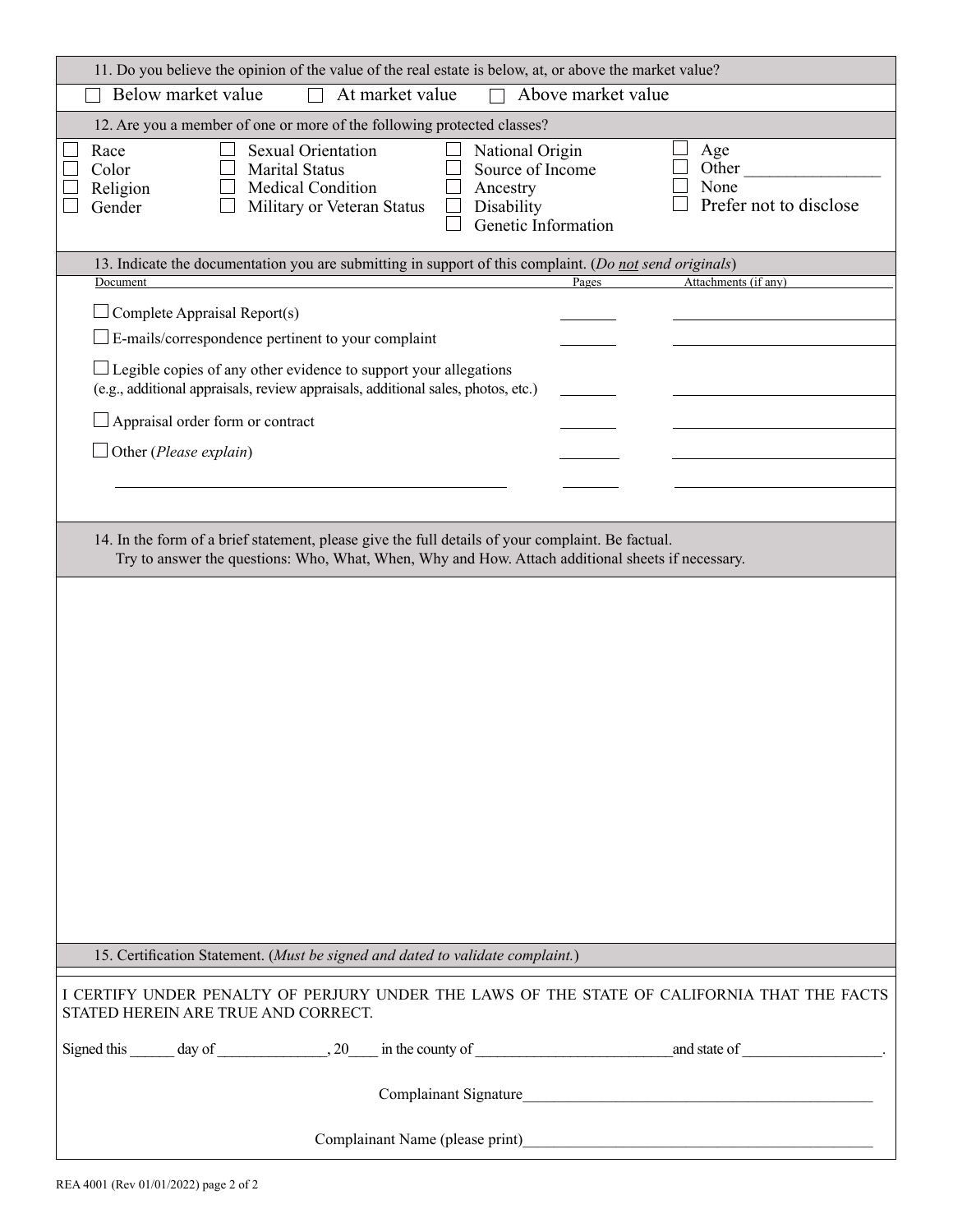11. Do you believe the opinion of the value of the real estate is below, at, or above the market value?

☐ Below market value ☐ At market value ☐ Above market value

12. Are you a member of one or more of the following protected classes?

| | | | |
|---|---|---|---|
| ☐ Race | ☐ Sexual Orientation | ☐ National Origin | ☐ Age |
| ☐ Color | ☐ Marital Status | ☐ Source of Income | ☐ Other _______________ |
| ☐ Religion | ☐ Medical Condition | ☐ Ancestry | ☐ None |
| ☐ Gender | ☐ Military or Veteran Status | ☐ Disability | ☐ Prefer not to disclose |
| | | ☐ Genetic Information | |

13. Indicate the documentation you are submitting in support of this complaint. (*Do not send originals*)

| Document | Pages | Attachments (if any) |
|---|---|---|
| ☐ Complete Appraisal Report(s) | _______ | _______________ |
| ☐ E-mails/correspondence pertinent to your complaint | _______ | _______________ |
| ☐ Legible copies of any other evidence to support your allegations (e.g., additional appraisals, review appraisals, additional sales, photos, etc.) | _______ | _______________ |
| ☐ Appraisal order form or contract | _______ | _______________ |
| ☐ Other (*Please explain*) | _______ | _______________ |
| _______________________________________ | _______ | _______________ |

14. In the form of a brief statement, please give the full details of your complaint. Be factual. Try to answer the questions: Who, What, When, Why and How. Attach additional sheets if necessary.

15. Certification Statement. (*Must be signed and dated to validate complaint.*)

I CERTIFY UNDER PENALTY OF PERJURY UNDER THE LAWS OF THE STATE OF CALIFORNIA THAT THE FACTS STATED HEREIN ARE TRUE AND CORRECT.

Signed this ______ day of ______________, 20____ in the county of __________________________and state of __________________.

Complainant Signature_____________________________________________

Complainant Name (please print)_____________________________________________

REA 4001 (Rev 01/01/2022)